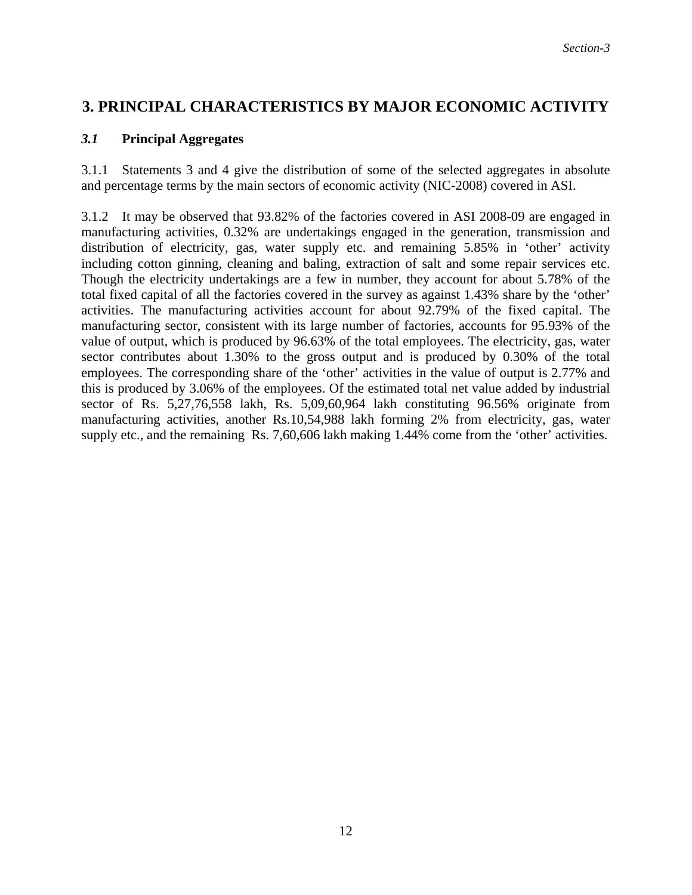# 3. PRINCIPAL CHARACTERISTICS BY MAJOR ECONOMIC ACTIVITY

## *3.1* Principal Aggregates

3.1.1 Statements 3 and 4 give the distribution of some of the selected aggregates in absolute and percentage terms by the main sectors of economic activity (NIC-2008) covered in ASI.

3.1.2 It may be observed that 93.82% of the factories covered in ASI 2008-09 are engaged in manufacturing activities, 0.32% are undertakings engaged in the generation, transmission and distribution of electricity, gas, water supply etc. and remaining 5.85% in 'other' activity including cotton ginning, cleaning and baling, extraction of salt and some repair services etc. Though the electricity undertakings are a few in number, they account for about 5.78% of the total fixed capital of all the factories covered in the survey as against 1.43% share by the 'other' activities. The manufacturing activities account for about 92.79% of the fixed capital. The manufacturing sector, consistent with its large number of factories, accounts for 95.93% of the value of output, which is produced by 96.63% of the total employees. The electricity, gas, water sector contributes about 1.30% to the gross output and is produced by 0.30% of the total employees. The corresponding share of the 'other' activities in the value of output is 2.77% and this is produced by 3.06% of the employees. Of the estimated total net value added by industrial sector of Rs. 5,27,76,558 lakh, Rs. 5,09,60,964 lakh constituting 96.56% originate from manufacturing activities, another Rs.10,54,988 lakh forming 2% from electricity, gas, water supply etc., and the remaining Rs. 7,60,606 lakh making 1.44% come from the 'other' activities.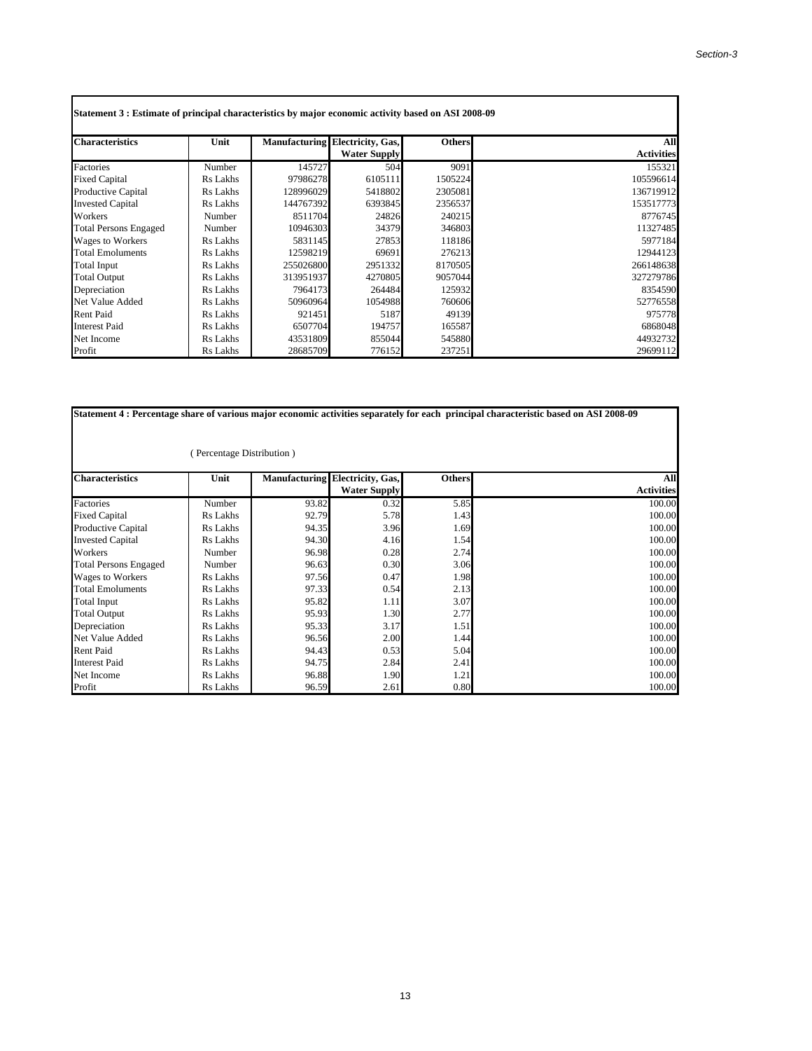**Statement 3 : Estimate of principal characteristics by major economic activity based on ASI 2008-09**

| Characteristics | Unit | Manufacturing | Electricity, Gas, Water Supply | Others | All Activities |
|---|---|---|---|---|---|
| Factories | Number | 145727 | 504 | 9091 | 155321 |
| Fixed Capital | Rs Lakhs | 97986278 | 6105111 | 1505224 | 105596614 |
| Productive Capital | Rs Lakhs | 128996029 | 5418802 | 2305081 | 136719912 |
| Invested Capital | Rs Lakhs | 144767392 | 6393845 | 2356537 | 153517773 |
| Workers | Number | 8511704 | 24826 | 240215 | 8776745 |
| Total Persons Engaged | Number | 10946303 | 34379 | 346803 | 11327485 |
| Wages to Workers | Rs Lakhs | 5831145 | 27853 | 118186 | 5977184 |
| Total Emoluments | Rs Lakhs | 12598219 | 69691 | 276213 | 12944123 |
| Total Input | Rs Lakhs | 255026800 | 2951332 | 8170505 | 266148638 |
| Total Output | Rs Lakhs | 313951937 | 4270805 | 9057044 | 327279786 |
| Depreciation | Rs Lakhs | 7964173 | 264484 | 125932 | 8354590 |
| Net Value Added | Rs Lakhs | 50960964 | 1054988 | 760606 | 52776558 |
| Rent Paid | Rs Lakhs | 921451 | 5187 | 49139 | 975778 |
| Interest Paid | Rs Lakhs | 6507704 | 194757 | 165587 | 6868048 |
| Net Income | Rs Lakhs | 43531809 | 855044 | 545880 | 44932732 |
| Profit | Rs Lakhs | 28685709 | 776152 | 237251 | 29699112 |

**Statement 4 : Percentage share of various major economic activities separately for each principal characteristic based on ASI 2008-09**

( Percentage Distribution )

| Characteristics | Unit | Manufacturing | Electricity, Gas, Water Supply | Others | All Activities |
|---|---|---|---|---|---|
| Factories | Number | 93.82 | 0.32 | 5.85 | 100.00 |
| Fixed Capital | Rs Lakhs | 92.79 | 5.78 | 1.43 | 100.00 |
| Productive Capital | Rs Lakhs | 94.35 | 3.96 | 1.69 | 100.00 |
| Invested Capital | Rs Lakhs | 94.30 | 4.16 | 1.54 | 100.00 |
| Workers | Number | 96.98 | 0.28 | 2.74 | 100.00 |
| Total Persons Engaged | Number | 96.63 | 0.30 | 3.06 | 100.00 |
| Wages to Workers | Rs Lakhs | 97.56 | 0.47 | 1.98 | 100.00 |
| Total Emoluments | Rs Lakhs | 97.33 | 0.54 | 2.13 | 100.00 |
| Total Input | Rs Lakhs | 95.82 | 1.11 | 3.07 | 100.00 |
| Total Output | Rs Lakhs | 95.93 | 1.30 | 2.77 | 100.00 |
| Depreciation | Rs Lakhs | 95.33 | 3.17 | 1.51 | 100.00 |
| Net Value Added | Rs Lakhs | 96.56 | 2.00 | 1.44 | 100.00 |
| Rent Paid | Rs Lakhs | 94.43 | 0.53 | 5.04 | 100.00 |
| Interest Paid | Rs Lakhs | 94.75 | 2.84 | 2.41 | 100.00 |
| Net Income | Rs Lakhs | 96.88 | 1.90 | 1.21 | 100.00 |
| Profit | Rs Lakhs | 96.59 | 2.61 | 0.80 | 100.00 |